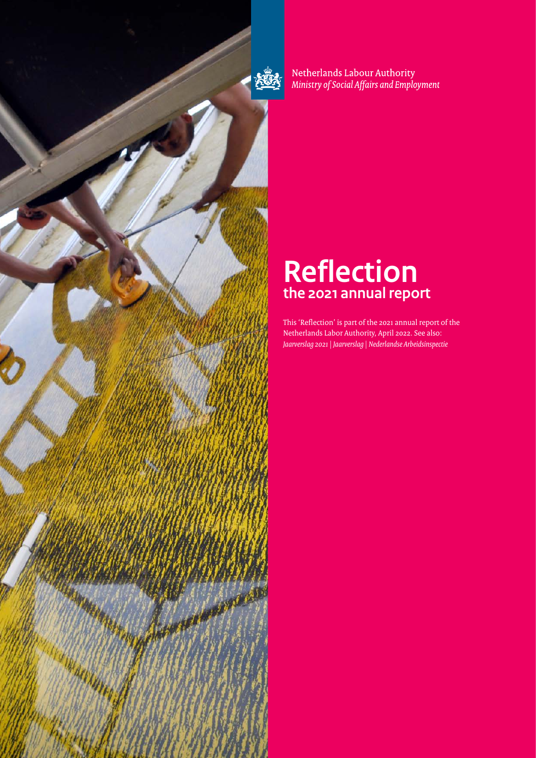Netherlands Labour Authority
*Ministry of Social Affairs and Employment*

# Reflection
## the 2021 annual report

This 'Reflection' is part of the 2021 annual report of the Netherlands Labor Authority, April 2022. See also: *Jaarverslag 2021 | Jaarverslag | Nederlandse Arbeidsinspectie*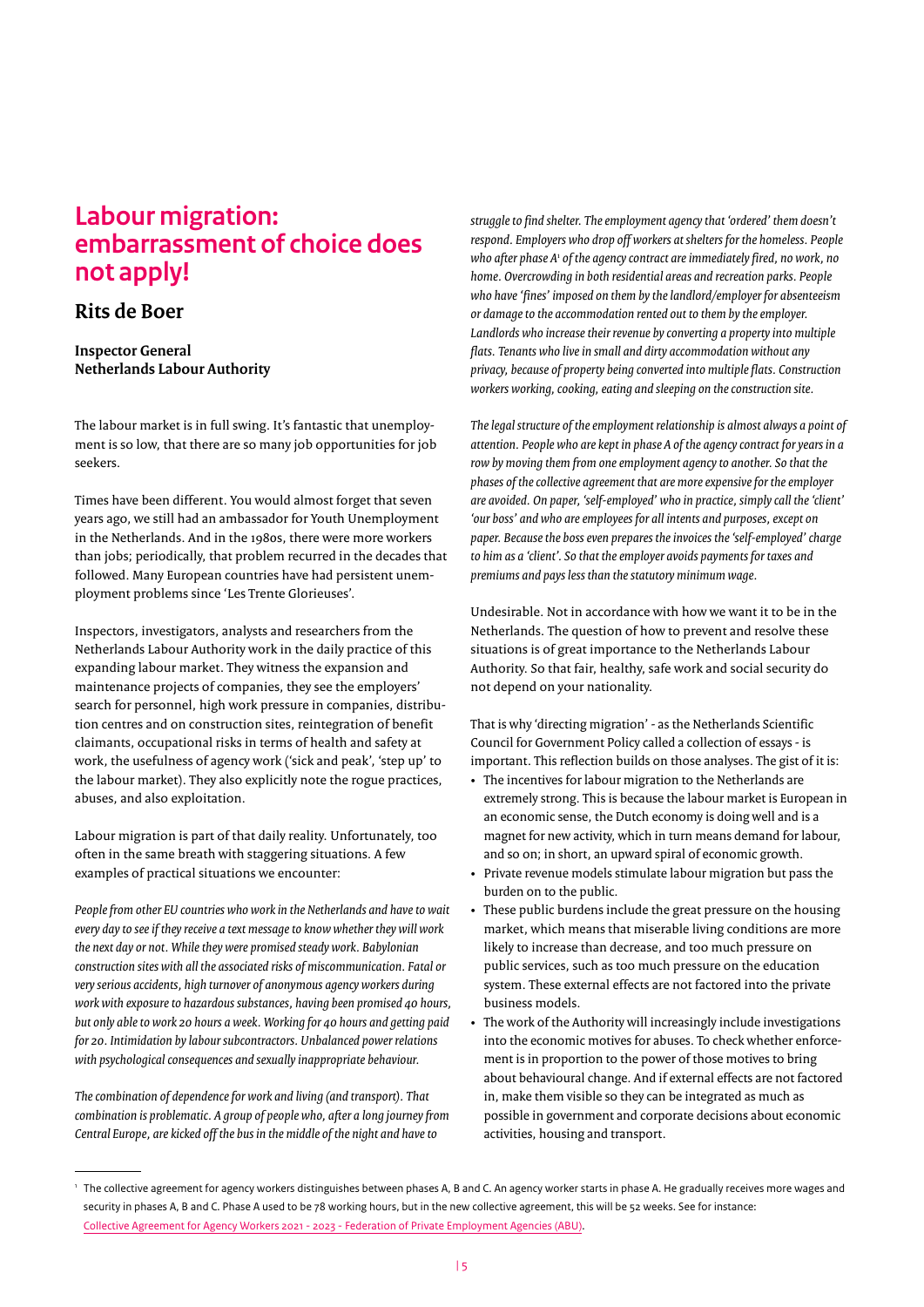# Labour migration: embarrassment of choice does not apply!

## Rits de Boer

**Inspector General**
**Netherlands Labour Authority**

The labour market is in full swing. It's fantastic that unemployment is so low, that there are so many job opportunities for job seekers.

Times have been different. You would almost forget that seven years ago, we still had an ambassador for Youth Unemployment in the Netherlands. And in the 1980s, there were more workers than jobs; periodically, that problem recurred in the decades that followed. Many European countries have had persistent unemployment problems since 'Les Trente Glorieuses'.

Inspectors, investigators, analysts and researchers from the Netherlands Labour Authority work in the daily practice of this expanding labour market. They witness the expansion and maintenance projects of companies, they see the employers' search for personnel, high work pressure in companies, distribution centres and on construction sites, reintegration of benefit claimants, occupational risks in terms of health and safety at work, the usefulness of agency work ('sick and peak', 'step up' to the labour market). They also explicitly note the rogue practices, abuses, and also exploitation.

Labour migration is part of that daily reality. Unfortunately, too often in the same breath with staggering situations. A few examples of practical situations we encounter:

*People from other EU countries who work in the Netherlands and have to wait every day to see if they receive a text message to know whether they will work the next day or not. While they were promised steady work. Babylonian construction sites with all the associated risks of miscommunication. Fatal or very serious accidents, high turnover of anonymous agency workers during work with exposure to hazardous substances, having been promised 40 hours, but only able to work 20 hours a week. Working for 40 hours and getting paid for 20. Intimidation by labour subcontractors. Unbalanced power relations with psychological consequences and sexually inappropriate behaviour.*

*The combination of dependence for work and living (and transport). That combination is problematic. A group of people who, after a long journey from Central Europe, are kicked off the bus in the middle of the night and have to struggle to find shelter. The employment agency that 'ordered' them doesn't respond. Employers who drop off workers at shelters for the homeless. People who after phase A*[1] *of the agency contract are immediately fired, no work, no home. Overcrowding in both residential areas and recreation parks. People who have 'fines' imposed on them by the landlord/employer for absenteeism or damage to the accommodation rented out to them by the employer. Landlords who increase their revenue by converting a property into multiple flats. Tenants who live in small and dirty accommodation without any privacy, because of property being converted into multiple flats. Construction workers working, cooking, eating and sleeping on the construction site.*

*The legal structure of the employment relationship is almost always a point of attention. People who are kept in phase A of the agency contract for years in a row by moving them from one employment agency to another. So that the phases of the collective agreement that are more expensive for the employer are avoided. On paper, 'self-employed' who in practice, simply call the 'client' 'our boss' and who are employees for all intents and purposes, except on paper. Because the boss even prepares the invoices the 'self-employed' charge to him as a 'client'. So that the employer avoids payments for taxes and premiums and pays less than the statutory minimum wage.*

Undesirable. Not in accordance with how we want it to be in the Netherlands. The question of how to prevent and resolve these situations is of great importance to the Netherlands Labour Authority. So that fair, healthy, safe work and social security do not depend on your nationality.

That is why 'directing migration' - as the Netherlands Scientific Council for Government Policy called a collection of essays - is important. This reflection builds on those analyses. The gist of it is:

- The incentives for labour migration to the Netherlands are extremely strong. This is because the labour market is European in an economic sense, the Dutch economy is doing well and is a magnet for new activity, which in turn means demand for labour, and so on; in short, an upward spiral of economic growth.
- Private revenue models stimulate labour migration but pass the burden on to the public.
- These public burdens include the great pressure on the housing market, which means that miserable living conditions are more likely to increase than decrease, and too much pressure on public services, such as too much pressure on the education system. These external effects are not factored into the private business models.
- The work of the Authority will increasingly include investigations into the economic motives for abuses. To check whether enforcement is in proportion to the power of those motives to bring about behavioural change. And if external effects are not factored in, make them visible so they can be integrated as much as possible in government and corporate decisions about economic activities, housing and transport.

---

[1] The collective agreement for agency workers distinguishes between phases A, B and C. An agency worker starts in phase A. He gradually receives more wages and security in phases A, B and C. Phase A used to be 78 working hours, but in the new collective agreement, this will be 52 weeks. See for instance: Collective Agreement for Agency Workers 2021 - 2023 - Federation of Private Employment Agencies (ABU).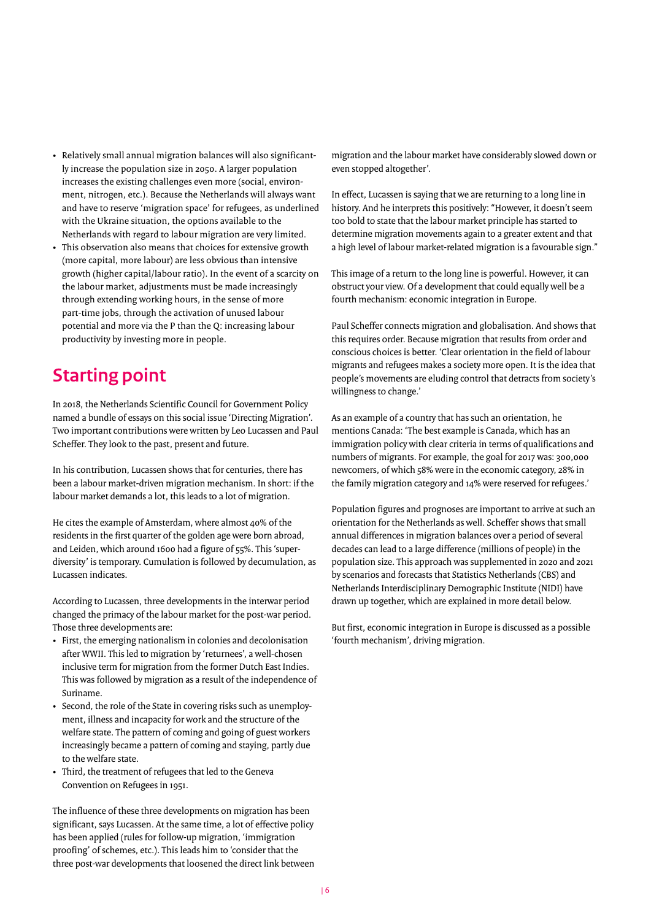- Relatively small annual migration balances will also significantly increase the population size in 2050. A larger population increases the existing challenges even more (social, environment, nitrogen, etc.). Because the Netherlands will always want and have to reserve 'migration space' for refugees, as underlined with the Ukraine situation, the options available to the Netherlands with regard to labour migration are very limited.
- This observation also means that choices for extensive growth (more capital, more labour) are less obvious than intensive growth (higher capital/labour ratio). In the event of a scarcity on the labour market, adjustments must be made increasingly through extending working hours, in the sense of more part-time jobs, through the activation of unused labour potential and more via the P than the Q: increasing labour productivity by investing more in people.

## Starting point

In 2018, the Netherlands Scientific Council for Government Policy named a bundle of essays on this social issue 'Directing Migration'. Two important contributions were written by Leo Lucassen and Paul Scheffer. They look to the past, present and future.

In his contribution, Lucassen shows that for centuries, there has been a labour market-driven migration mechanism. In short: if the labour market demands a lot, this leads to a lot of migration.

He cites the example of Amsterdam, where almost 40% of the residents in the first quarter of the golden age were born abroad, and Leiden, which around 1600 had a figure of 55%. This 'super-diversity' is temporary. Cumulation is followed by decumulation, as Lucassen indicates.

According to Lucassen, three developments in the interwar period changed the primacy of the labour market for the post-war period. Those three developments are:

- First, the emerging nationalism in colonies and decolonisation after WWII. This led to migration by 'returnees', a well-chosen inclusive term for migration from the former Dutch East Indies. This was followed by migration as a result of the independence of Suriname.
- Second, the role of the State in covering risks such as unemployment, illness and incapacity for work and the structure of the welfare state. The pattern of coming and going of guest workers increasingly became a pattern of coming and staying, partly due to the welfare state.
- Third, the treatment of refugees that led to the Geneva Convention on Refugees in 1951.

The influence of these three developments on migration has been significant, says Lucassen. At the same time, a lot of effective policy has been applied (rules for follow-up migration, 'immigration proofing' of schemes, etc.). This leads him to 'consider that the three post-war developments that loosened the direct link between migration and the labour market have considerably slowed down or even stopped altogether'.

In effect, Lucassen is saying that we are returning to a long line in history. And he interprets this positively: "However, it doesn't seem too bold to state that the labour market principle has started to determine migration movements again to a greater extent and that a high level of labour market-related migration is a favourable sign."

This image of a return to the long line is powerful. However, it can obstruct your view. Of a development that could equally well be a fourth mechanism: economic integration in Europe.

Paul Scheffer connects migration and globalisation. And shows that this requires order. Because migration that results from order and conscious choices is better. 'Clear orientation in the field of labour migrants and refugees makes a society more open. It is the idea that people's movements are eluding control that detracts from society's willingness to change.'

As an example of a country that has such an orientation, he mentions Canada: 'The best example is Canada, which has an immigration policy with clear criteria in terms of qualifications and numbers of migrants. For example, the goal for 2017 was: 300,000 newcomers, of which 58% were in the economic category, 28% in the family migration category and 14% were reserved for refugees.'

Population figures and prognoses are important to arrive at such an orientation for the Netherlands as well. Scheffer shows that small annual differences in migration balances over a period of several decades can lead to a large difference (millions of people) in the population size. This approach was supplemented in 2020 and 2021 by scenarios and forecasts that Statistics Netherlands (CBS) and Netherlands Interdisciplinary Demographic Institute (NIDI) have drawn up together, which are explained in more detail below.

But first, economic integration in Europe is discussed as a possible 'fourth mechanism', driving migration.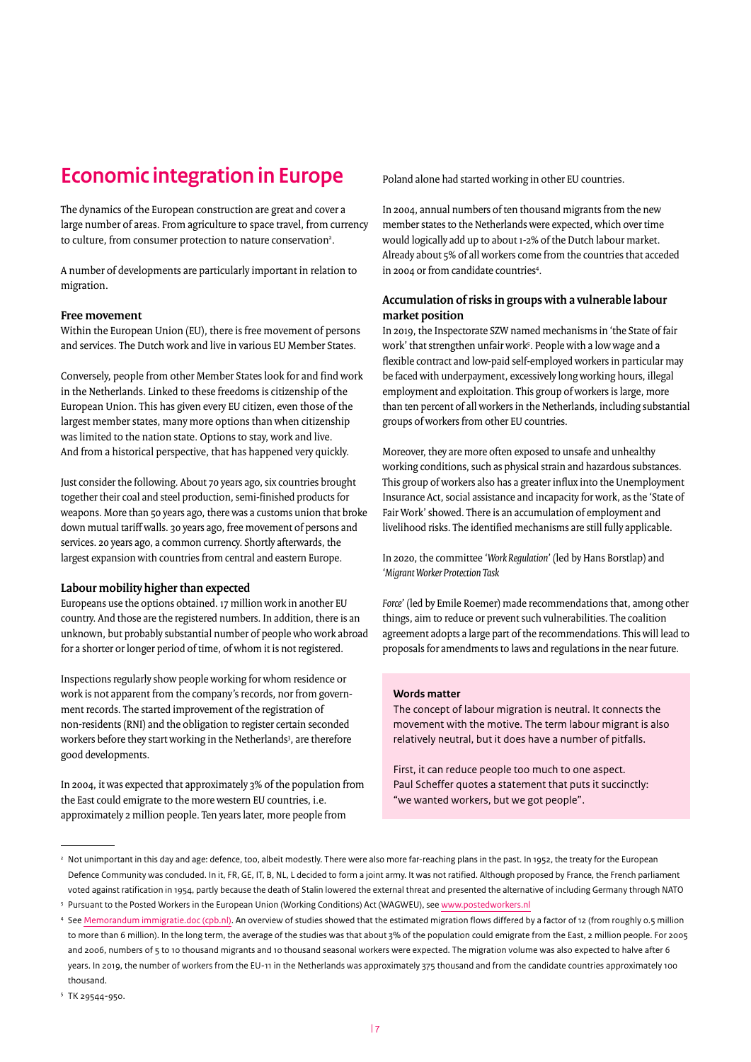# Economic integration in Europe

The dynamics of the European construction are great and cover a large number of areas. From agriculture to space travel, from currency to culture, from consumer protection to nature conservation[2].

A number of developments are particularly important in relation to migration.

### Free movement

Within the European Union (EU), there is free movement of persons and services. The Dutch work and live in various EU Member States.

Conversely, people from other Member States look for and find work in the Netherlands. Linked to these freedoms is citizenship of the European Union. This has given every EU citizen, even those of the largest member states, many more options than when citizenship was limited to the nation state. Options to stay, work and live. And from a historical perspective, that has happened very quickly.

Just consider the following. About 70 years ago, six countries brought together their coal and steel production, semi-finished products for weapons. More than 50 years ago, there was a customs union that broke down mutual tariff walls. 30 years ago, free movement of persons and services. 20 years ago, a common currency. Shortly afterwards, the largest expansion with countries from central and eastern Europe.

### Labour mobility higher than expected

Europeans use the options obtained. 17 million work in another EU country. And those are the registered numbers. In addition, there is an unknown, but probably substantial number of people who work abroad for a shorter or longer period of time, of whom it is not registered.

Inspections regularly show people working for whom residence or work is not apparent from the company's records, nor from government records. The started improvement of the registration of non-residents (RNI) and the obligation to register certain seconded workers before they start working in the Netherlands[3], are therefore good developments.

In 2004, it was expected that approximately 3% of the population from the East could emigrate to the more western EU countries, i.e. approximately 2 million people. Ten years later, more people from Poland alone had started working in other EU countries.

In 2004, annual numbers of ten thousand migrants from the new member states to the Netherlands were expected, which over time would logically add up to about 1-2% of the Dutch labour market. Already about 5% of all workers come from the countries that acceded in 2004 or from candidate countries[4].

### Accumulation of risks in groups with a vulnerable labour market position

In 2019, the Inspectorate SZW named mechanisms in 'the State of fair work' that strengthen unfair work[5]. People with a low wage and a flexible contract and low-paid self-employed workers in particular may be faced with underpayment, excessively long working hours, illegal employment and exploitation. This group of workers is large, more than ten percent of all workers in the Netherlands, including substantial groups of workers from other EU countries.

Moreover, they are more often exposed to unsafe and unhealthy working conditions, such as physical strain and hazardous substances. This group of workers also has a greater influx into the Unemployment Insurance Act, social assistance and incapacity for work, as the 'State of Fair Work' showed. There is an accumulation of employment and livelihood risks. The identified mechanisms are still fully applicable.

In 2020, the committee '*Work Regulation*' (led by Hans Borstlap) and '*Migrant Worker Protection Task Force*' (led by Emile Roemer) made recommendations that, among other things, aim to reduce or prevent such vulnerabilities. The coalition agreement adopts a large part of the recommendations. This will lead to proposals for amendments to laws and regulations in the near future.

> **Words matter**
>
> The concept of labour migration is neutral. It connects the movement with the motive. The term labour migrant is also relatively neutral, but it does have a number of pitfalls.
>
> First, it can reduce people too much to one aspect. Paul Scheffer quotes a statement that puts it succinctly: "we wanted workers, but we got people".

---

[2] Not unimportant in this day and age: defence, too, albeit modestly. There were also more far-reaching plans in the past. In 1952, the treaty for the European Defence Community was concluded. In it, FR, GE, IT, B, NL, L decided to form a joint army. It was not ratified. Although proposed by France, the French parliament voted against ratification in 1954, partly because the death of Stalin lowered the external threat and presented the alternative of including Germany through NATO

[3] Pursuant to the Posted Workers in the European Union (Working Conditions) Act (WAGWEU), see www.postedworkers.nl

[4] See Memorandum immigratie.doc (cpb.nl). An overview of studies showed that the estimated migration flows differed by a factor of 12 (from roughly 0.5 million to more than 6 million). In the long term, the average of the studies was that about 3% of the population could emigrate from the East, 2 million people. For 2005 and 2006, numbers of 5 to 10 thousand migrants and 10 thousand seasonal workers were expected. The migration volume was also expected to halve after 6 years. In 2019, the number of workers from the EU-11 in the Netherlands was approximately 375 thousand and from the candidate countries approximately 100 thousand.

[5] TK 29544-950.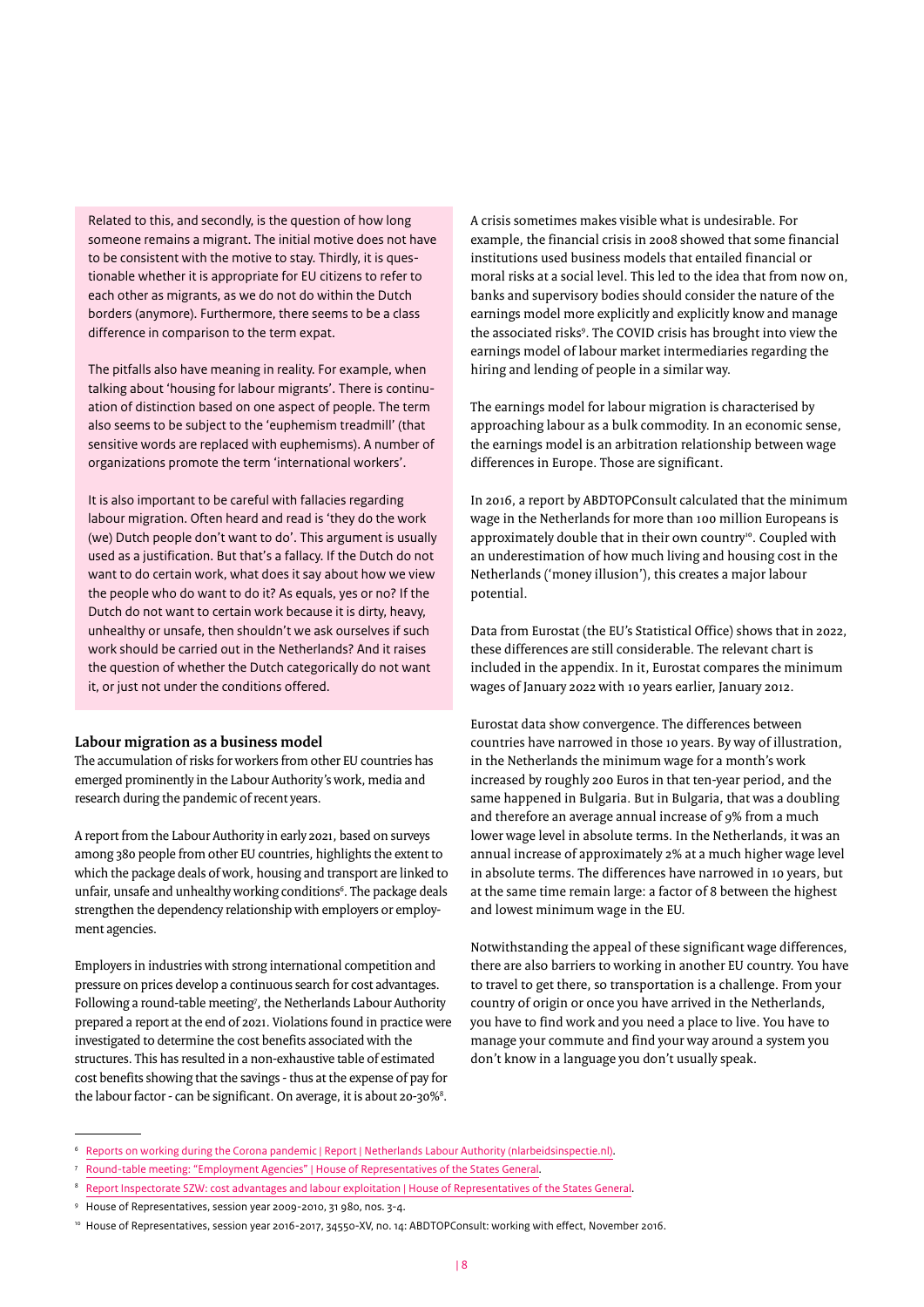Related to this, and secondly, is the question of how long someone remains a migrant. The initial motive does not have to be consistent with the motive to stay. Thirdly, it is questionable whether it is appropriate for EU citizens to refer to each other as migrants, as we do not do within the Dutch borders (anymore). Furthermore, there seems to be a class difference in comparison to the term expat.

The pitfalls also have meaning in reality. For example, when talking about 'housing for labour migrants'. There is continuation of distinction based on one aspect of people. The term also seems to be subject to the 'euphemism treadmill' (that sensitive words are replaced with euphemisms). A number of organizations promote the term 'international workers'.

It is also important to be careful with fallacies regarding labour migration. Often heard and read is 'they do the work (we) Dutch people don't want to do'. This argument is usually used as a justification. But that's a fallacy. If the Dutch do not want to do certain work, what does it say about how we view the people who do want to do it? As equals, yes or no? If the Dutch do not want to certain work because it is dirty, heavy, unhealthy or unsafe, then shouldn't we ask ourselves if such work should be carried out in the Netherlands? And it raises the question of whether the Dutch categorically do not want it, or just not under the conditions offered.

### Labour migration as a business model

The accumulation of risks for workers from other EU countries has emerged prominently in the Labour Authority's work, media and research during the pandemic of recent years.

A report from the Labour Authority in early 2021, based on surveys among 380 people from other EU countries, highlights the extent to which the package deals of work, housing and transport are linked to unfair, unsafe and unhealthy working conditions[6]. The package deals strengthen the dependency relationship with employers or employment agencies.

Employers in industries with strong international competition and pressure on prices develop a continuous search for cost advantages. Following a round-table meeting[7], the Netherlands Labour Authority prepared a report at the end of 2021. Violations found in practice were investigated to determine the cost benefits associated with the structures. This has resulted in a non-exhaustive table of estimated cost benefits showing that the savings - thus at the expense of pay for the labour factor - can be significant. On average, it is about 20-30%[8].

A crisis sometimes makes visible what is undesirable. For example, the financial crisis in 2008 showed that some financial institutions used business models that entailed financial or moral risks at a social level. This led to the idea that from now on, banks and supervisory bodies should consider the nature of the earnings model more explicitly and explicitly know and manage the associated risks[9]. The COVID crisis has brought into view the earnings model of labour market intermediaries regarding the hiring and lending of people in a similar way.

The earnings model for labour migration is characterised by approaching labour as a bulk commodity. In an economic sense, the earnings model is an arbitration relationship between wage differences in Europe. Those are significant.

In 2016, a report by ABDTOPConsult calculated that the minimum wage in the Netherlands for more than 100 million Europeans is approximately double that in their own country[10]. Coupled with an underestimation of how much living and housing cost in the Netherlands ('money illusion'), this creates a major labour potential.

Data from Eurostat (the EU's Statistical Office) shows that in 2022, these differences are still considerable. The relevant chart is included in the appendix. In it, Eurostat compares the minimum wages of January 2022 with 10 years earlier, January 2012.

Eurostat data show convergence. The differences between countries have narrowed in those 10 years. By way of illustration, in the Netherlands the minimum wage for a month's work increased by roughly 200 Euros in that ten-year period, and the same happened in Bulgaria. But in Bulgaria, that was a doubling and therefore an average annual increase of 9% from a much lower wage level in absolute terms. In the Netherlands, it was an annual increase of approximately 2% at a much higher wage level in absolute terms. The differences have narrowed in 10 years, but at the same time remain large: a factor of 8 between the highest and lowest minimum wage in the EU.

Notwithstanding the appeal of these significant wage differences, there are also barriers to working in another EU country. You have to travel to get there, so transportation is a challenge. From your country of origin or once you have arrived in the Netherlands, you have to find work and you need a place to live. You have to manage your commute and find your way around a system you don't know in a language you don't usually speak.

---

[6] Reports on working during the Corona pandemic | Report | Netherlands Labour Authority (nlarbeidsinspectie.nl).

[7] Round-table meeting: "Employment Agencies" | House of Representatives of the States General.

[8] Report Inspectorate SZW: cost advantages and labour exploitation | House of Representatives of the States General.

[9] House of Representatives, session year 2009-2010, 31 980, nos. 3-4.

[10] House of Representatives, session year 2016-2017, 34550-XV, no. 14: ABDTOPConsult: working with effect, November 2016.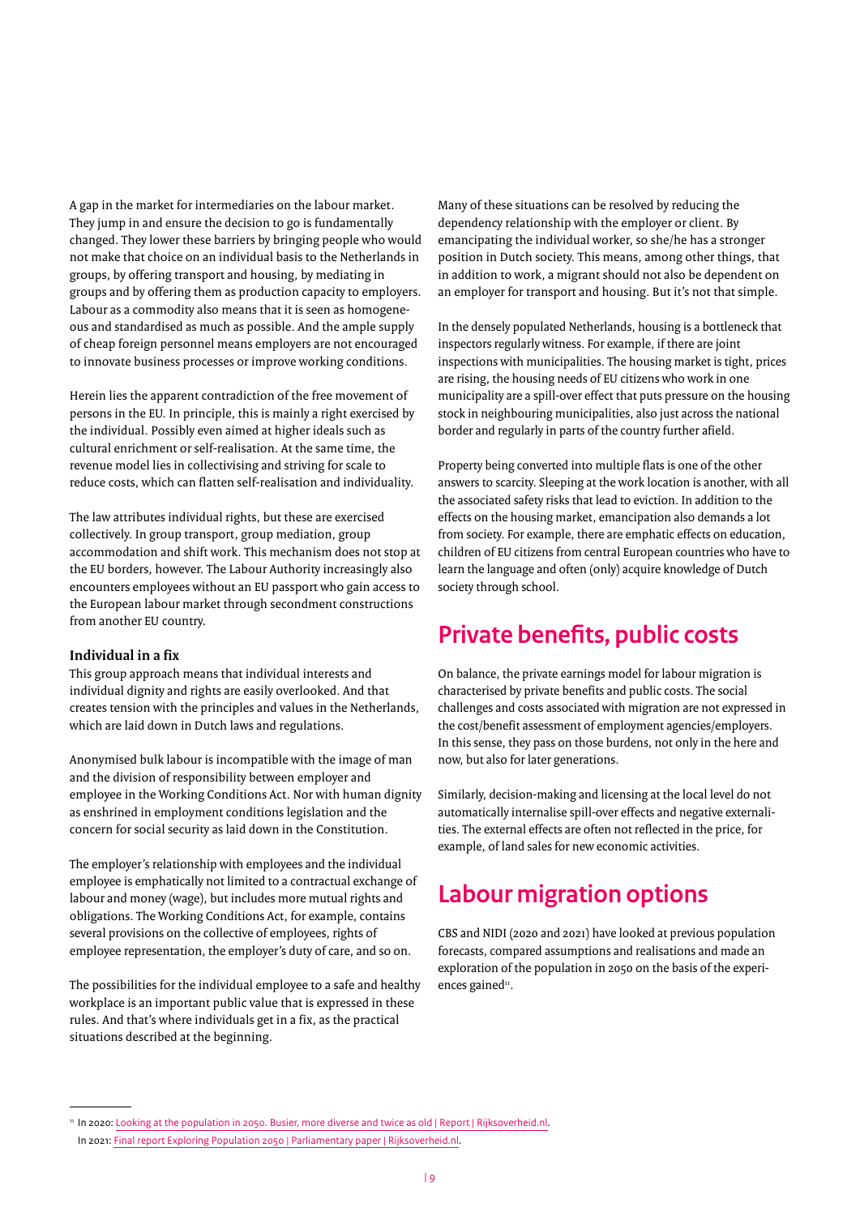A gap in the market for intermediaries on the labour market. They jump in and ensure the decision to go is fundamentally changed. They lower these barriers by bringing people who would not make that choice on an individual basis to the Netherlands in groups, by offering transport and housing, by mediating in groups and by offering them as production capacity to employers. Labour as a commodity also means that it is seen as homogeneous and standardised as much as possible. And the ample supply of cheap foreign personnel means employers are not encouraged to innovate business processes or improve working conditions.

Herein lies the apparent contradiction of the free movement of persons in the EU. In principle, this is mainly a right exercised by the individual. Possibly even aimed at higher ideals such as cultural enrichment or self-realisation. At the same time, the revenue model lies in collectivising and striving for scale to reduce costs, which can flatten self-realisation and individuality.

The law attributes individual rights, but these are exercised collectively. In group transport, group mediation, group accommodation and shift work. This mechanism does not stop at the EU borders, however. The Labour Authority increasingly also encounters employees without an EU passport who gain access to the European labour market through secondment constructions from another EU country.

**Individual in a fix**

This group approach means that individual interests and individual dignity and rights are easily overlooked. And that creates tension with the principles and values in the Netherlands, which are laid down in Dutch laws and regulations.

Anonymised bulk labour is incompatible with the image of man and the division of responsibility between employer and employee in the Working Conditions Act. Nor with human dignity as enshrined in employment conditions legislation and the concern for social security as laid down in the Constitution.

The employer's relationship with employees and the individual employee is emphatically not limited to a contractual exchange of labour and money (wage), but includes more mutual rights and obligations. The Working Conditions Act, for example, contains several provisions on the collective of employees, rights of employee representation, the employer's duty of care, and so on.

The possibilities for the individual employee to a safe and healthy workplace is an important public value that is expressed in these rules. And that's where individuals get in a fix, as the practical situations described at the beginning.

Many of these situations can be resolved by reducing the dependency relationship with the employer or client. By emancipating the individual worker, so she/he has a stronger position in Dutch society. This means, among other things, that in addition to work, a migrant should not also be dependent on an employer for transport and housing. But it's not that simple.

In the densely populated Netherlands, housing is a bottleneck that inspectors regularly witness. For example, if there are joint inspections with municipalities. The housing market is tight, prices are rising, the housing needs of EU citizens who work in one municipality are a spill-over effect that puts pressure on the housing stock in neighbouring municipalities, also just across the national border and regularly in parts of the country further afield.

Property being converted into multiple flats is one of the other answers to scarcity. Sleeping at the work location is another, with all the associated safety risks that lead to eviction. In addition to the effects on the housing market, emancipation also demands a lot from society. For example, there are emphatic effects on education, children of EU citizens from central European countries who have to learn the language and often (only) acquire knowledge of Dutch society through school.

## Private benefits, public costs

On balance, the private earnings model for labour migration is characterised by private benefits and public costs. The social challenges and costs associated with migration are not expressed in the cost/benefit assessment of employment agencies/employers. In this sense, they pass on those burdens, not only in the here and now, but also for later generations.

Similarly, decision-making and licensing at the local level do not automatically internalise spill-over effects and negative externalities. The external effects are often not reflected in the price, for example, of land sales for new economic activities.

## Labour migration options

CBS and NIDI (2020 and 2021) have looked at previous population forecasts, compared assumptions and realisations and made an exploration of the population in 2050 on the basis of the experiences gained[11].

---

[11] In 2020: Looking at the population in 2050. Busier, more diverse and twice as old | Report | Rijksoverheid.nl.
In 2021: Final report Exploring Population 2050 | Parliamentary paper | Rijksoverheid.nl.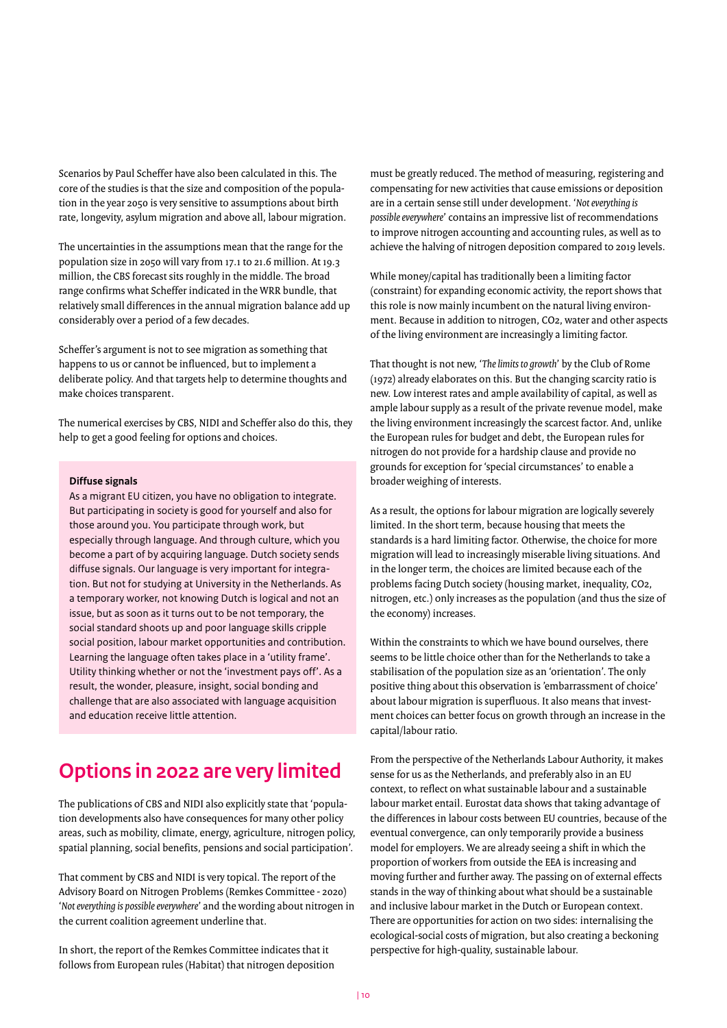Scenarios by Paul Scheffer have also been calculated in this. The core of the studies is that the size and composition of the population in the year 2050 is very sensitive to assumptions about birth rate, longevity, asylum migration and above all, labour migration.

The uncertainties in the assumptions mean that the range for the population size in 2050 will vary from 17.1 to 21.6 million. At 19.3 million, the CBS forecast sits roughly in the middle. The broad range confirms what Scheffer indicated in the WRR bundle, that relatively small differences in the annual migration balance add up considerably over a period of a few decades.

Scheffer's argument is not to see migration as something that happens to us or cannot be influenced, but to implement a deliberate policy. And that targets help to determine thoughts and make choices transparent.

The numerical exercises by CBS, NIDI and Scheffer also do this, they help to get a good feeling for options and choices.

**Diffuse signals**

As a migrant EU citizen, you have no obligation to integrate. But participating in society is good for yourself and also for those around you. You participate through work, but especially through language. And through culture, which you become a part of by acquiring language. Dutch society sends diffuse signals. Our language is very important for integration. But not for studying at University in the Netherlands. As a temporary worker, not knowing Dutch is logical and not an issue, but as soon as it turns out to be not temporary, the social standard shoots up and poor language skills cripple social position, labour market opportunities and contribution. Learning the language often takes place in a 'utility frame'. Utility thinking whether or not the 'investment pays off'. As a result, the wonder, pleasure, insight, social bonding and challenge that are also associated with language acquisition and education receive little attention.

## Options in 2022 are very limited

The publications of CBS and NIDI also explicitly state that 'population developments also have consequences for many other policy areas, such as mobility, climate, energy, agriculture, nitrogen policy, spatial planning, social benefits, pensions and social participation'.

That comment by CBS and NIDI is very topical. The report of the Advisory Board on Nitrogen Problems (Remkes Committee - 2020) '*Not everything is possible everywhere*' and the wording about nitrogen in the current coalition agreement underline that.

In short, the report of the Remkes Committee indicates that it follows from European rules (Habitat) that nitrogen deposition must be greatly reduced. The method of measuring, registering and compensating for new activities that cause emissions or deposition are in a certain sense still under development. '*Not everything is possible everywhere*' contains an impressive list of recommendations to improve nitrogen accounting and accounting rules, as well as to achieve the halving of nitrogen deposition compared to 2019 levels.

While money/capital has traditionally been a limiting factor (constraint) for expanding economic activity, the report shows that this role is now mainly incumbent on the natural living environment. Because in addition to nitrogen, $CO_2$, water and other aspects of the living environment are increasingly a limiting factor.

That thought is not new, '*The limits to growth*' by the Club of Rome (1972) already elaborates on this. But the changing scarcity ratio is new. Low interest rates and ample availability of capital, as well as ample labour supply as a result of the private revenue model, make the living environment increasingly the scarcest factor. And, unlike the European rules for budget and debt, the European rules for nitrogen do not provide for a hardship clause and provide no grounds for exception for 'special circumstances' to enable a broader weighing of interests.

As a result, the options for labour migration are logically severely limited. In the short term, because housing that meets the standards is a hard limiting factor. Otherwise, the choice for more migration will lead to increasingly miserable living situations. And in the longer term, the choices are limited because each of the problems facing Dutch society (housing market, inequality, $CO_2$, nitrogen, etc.) only increases as the population (and thus the size of the economy) increases.

Within the constraints to which we have bound ourselves, there seems to be little choice other than for the Netherlands to take a stabilisation of the population size as an 'orientation'. The only positive thing about this observation is 'embarrassment of choice' about labour migration is superfluous. It also means that investment choices can better focus on growth through an increase in the capital/labour ratio.

From the perspective of the Netherlands Labour Authority, it makes sense for us as the Netherlands, and preferably also in an EU context, to reflect on what sustainable labour and a sustainable labour market entail. Eurostat data shows that taking advantage of the differences in labour costs between EU countries, because of the eventual convergence, can only temporarily provide a business model for employers. We are already seeing a shift in which the proportion of workers from outside the EEA is increasing and moving further and further away. The passing on of external effects stands in the way of thinking about what should be a sustainable and inclusive labour market in the Dutch or European context. There are opportunities for action on two sides: internalising the ecological-social costs of migration, but also creating a beckoning perspective for high-quality, sustainable labour.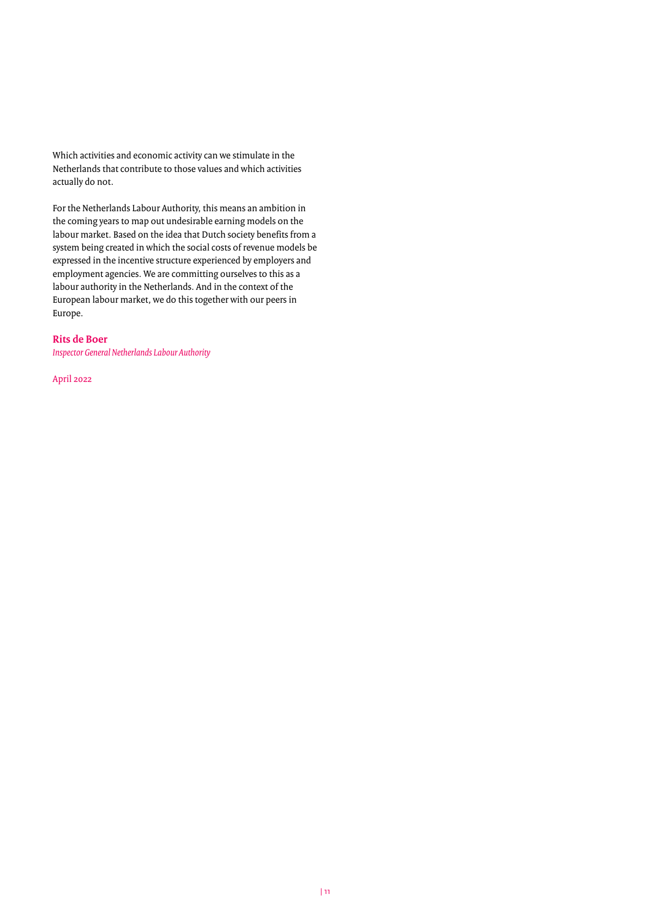Which activities and economic activity can we stimulate in the Netherlands that contribute to those values and which activities actually do not.

For the Netherlands Labour Authority, this means an ambition in the coming years to map out undesirable earning models on the labour market. Based on the idea that Dutch society benefits from a system being created in which the social costs of revenue models be expressed in the incentive structure experienced by employers and employment agencies. We are committing ourselves to this as a labour authority in the Netherlands. And in the context of the European labour market, we do this together with our peers in Europe.

**Rits de Boer**
*Inspector General Netherlands Labour Authority*

April 2022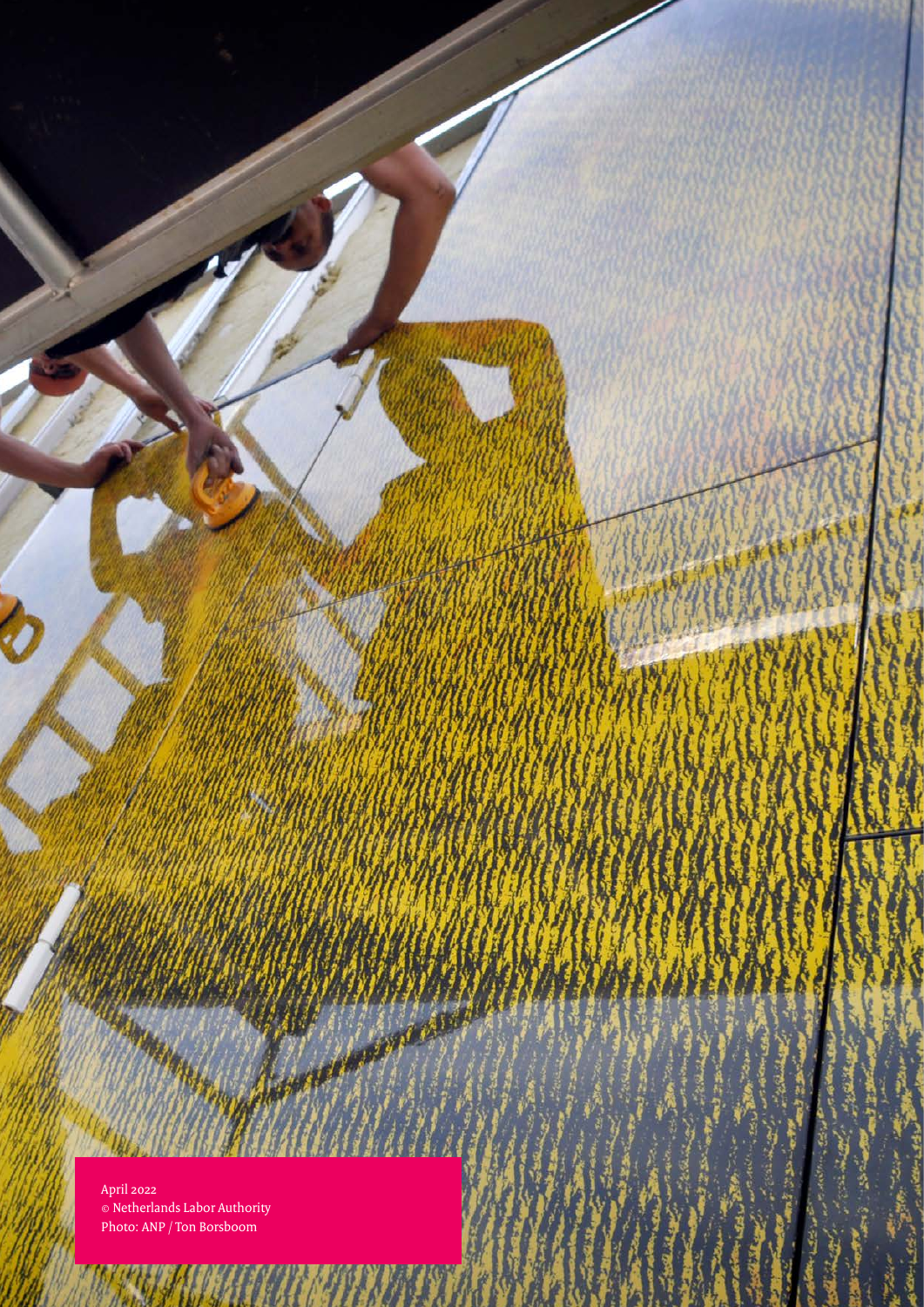April 2022
© Netherlands Labor Authority
Photo: ANP / Ton Borsboom